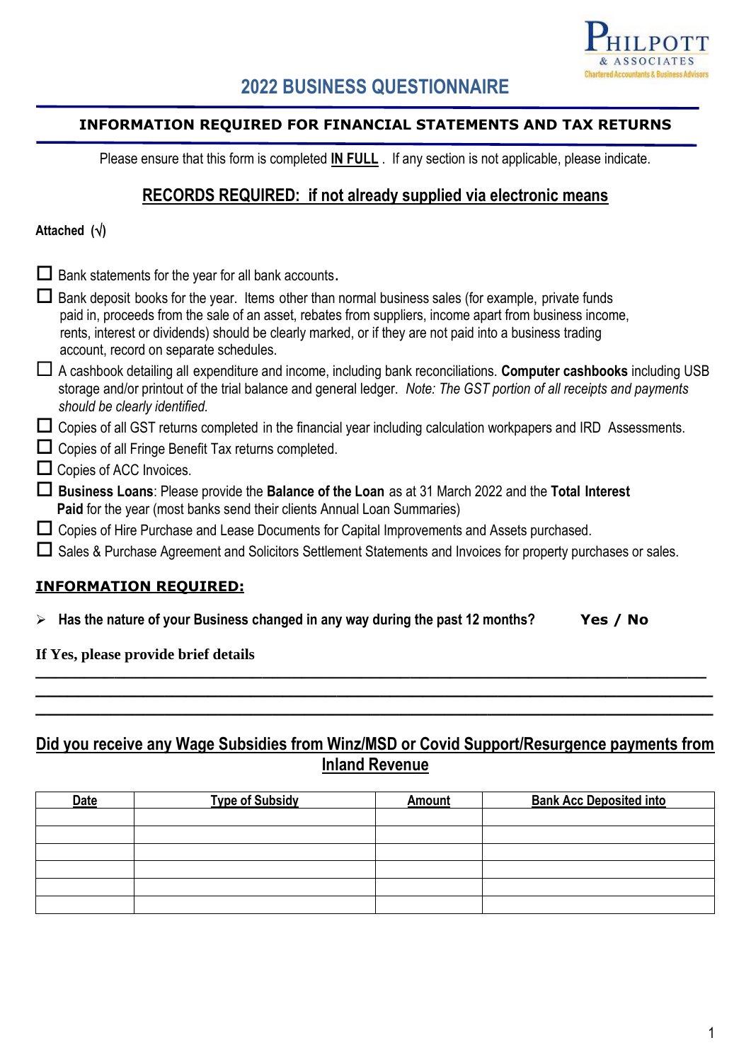PHILPOTT
& ASSOCIATES
Chartered Accountants & Business Advisors

# 2022 BUSINESS QUESTIONNAIRE

## INFORMATION REQUIRED FOR FINANCIAL STATEMENTS AND TAX RETURNS

Please ensure that this form is completed **IN FULL** . If any section is not applicable, please indicate.

## RECORDS REQUIRED: if not already supplied via electronic means

**Attached (√)**

- ☐ Bank statements for the year for all bank accounts.
- ☐ Bank deposit books for the year. Items other than normal business sales (for example, private funds paid in, proceeds from the sale of an asset, rebates from suppliers, income apart from business income, rents, interest or dividends) should be clearly marked, or if they are not paid into a business trading account, record on separate schedules.
- ☐ A cashbook detailing all expenditure and income, including bank reconciliations. **Computer cashbooks** including USB storage and/or printout of the trial balance and general ledger. *Note: The GST portion of all receipts and payments should be clearly identified.*
- ☐ Copies of all GST returns completed in the financial year including calculation workpapers and IRD Assessments.
- ☐ Copies of all Fringe Benefit Tax returns completed.
- ☐ Copies of ACC Invoices.
- ☐ **Business Loans**: Please provide the **Balance of the Loan** as at 31 March 2022 and the **Total Interest Paid** for the year (most banks send their clients Annual Loan Summaries)
- ☐ Copies of Hire Purchase and Lease Documents for Capital Improvements and Assets purchased.
- ☐ Sales & Purchase Agreement and Solicitors Settlement Statements and Invoices for property purchases or sales.

## INFORMATION REQUIRED:

- **Has the nature of your Business changed in any way during the past 12 months? Yes / No**

**If Yes, please provide brief details**

\_\_\_\_\_\_\_\_\_\_\_\_\_\_\_\_\_\_\_\_\_\_\_\_\_\_\_\_\_\_\_\_\_\_\_\_\_\_\_\_\_\_\_\_\_\_\_\_\_\_\_\_\_\_\_\_\_\_\_\_\_\_\_\_\_\_\_\_\_\_\_\_

\_\_\_\_\_\_\_\_\_\_\_\_\_\_\_\_\_\_\_\_\_\_\_\_\_\_\_\_\_\_\_\_\_\_\_\_\_\_\_\_\_\_\_\_\_\_\_\_\_\_\_\_\_\_\_\_\_\_\_\_\_\_\_\_\_\_\_\_\_\_\_\_

\_\_\_\_\_\_\_\_\_\_\_\_\_\_\_\_\_\_\_\_\_\_\_\_\_\_\_\_\_\_\_\_\_\_\_\_\_\_\_\_\_\_\_\_\_\_\_\_\_\_\_\_\_\_\_\_\_\_\_\_\_\_\_\_\_\_\_\_\_\_\_\_

## Did you receive any Wage Subsidies from Winz/MSD or Covid Support/Resurgence payments from Inland Revenue

| Date | Type of Subsidy | Amount | Bank Acc Deposited into |
|---|---|---|---|
| | | | |
| | | | |
| | | | |
| | | | |
| | | | |
| | | | |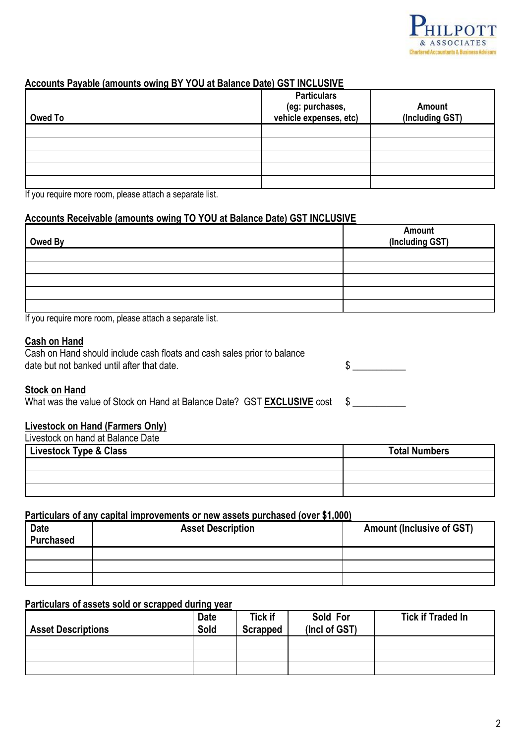## Accounts Payable (amounts owing BY YOU at Balance Date) GST INCLUSIVE

| Owed To | Particulars (eg: purchases, vehicle expenses, etc) | Amount (Including GST) |
|---|---|---|
| | | |
| | | |
| | | |
| | | |
| | | |

If you require more room, please attach a separate list.

## Accounts Receivable (amounts owing TO YOU at Balance Date) GST INCLUSIVE

| Owed By | Amount (Including GST) |
|---|---|
| | |
| | |
| | |
| | |
| | |

If you require more room, please attach a separate list.

## Cash on Hand

Cash on Hand should include cash floats and cash sales prior to balance date but not banked until after that date. $ ___________

## Stock on Hand

What was the value of Stock on Hand at Balance Date? GST **EXCLUSIVE** cost $ ___________

## Livestock on Hand (Farmers Only)

Livestock on hand at Balance Date

| Livestock Type & Class | Total Numbers |
|---|---|
| | |
| | |
| | |

## Particulars of any capital improvements or new assets purchased (over $1,000)

| Date Purchased | Asset Description | Amount (Inclusive of GST) |
|---|---|---|
| | | |
| | | |
| | | |

## Particulars of assets sold or scrapped during year

| Asset Descriptions | Date Sold | Tick if Scrapped | Sold For (Incl of GST) | Tick if Traded In |
|---|---|---|---|---|
| | | | | |
| | | | | |
| | | | | |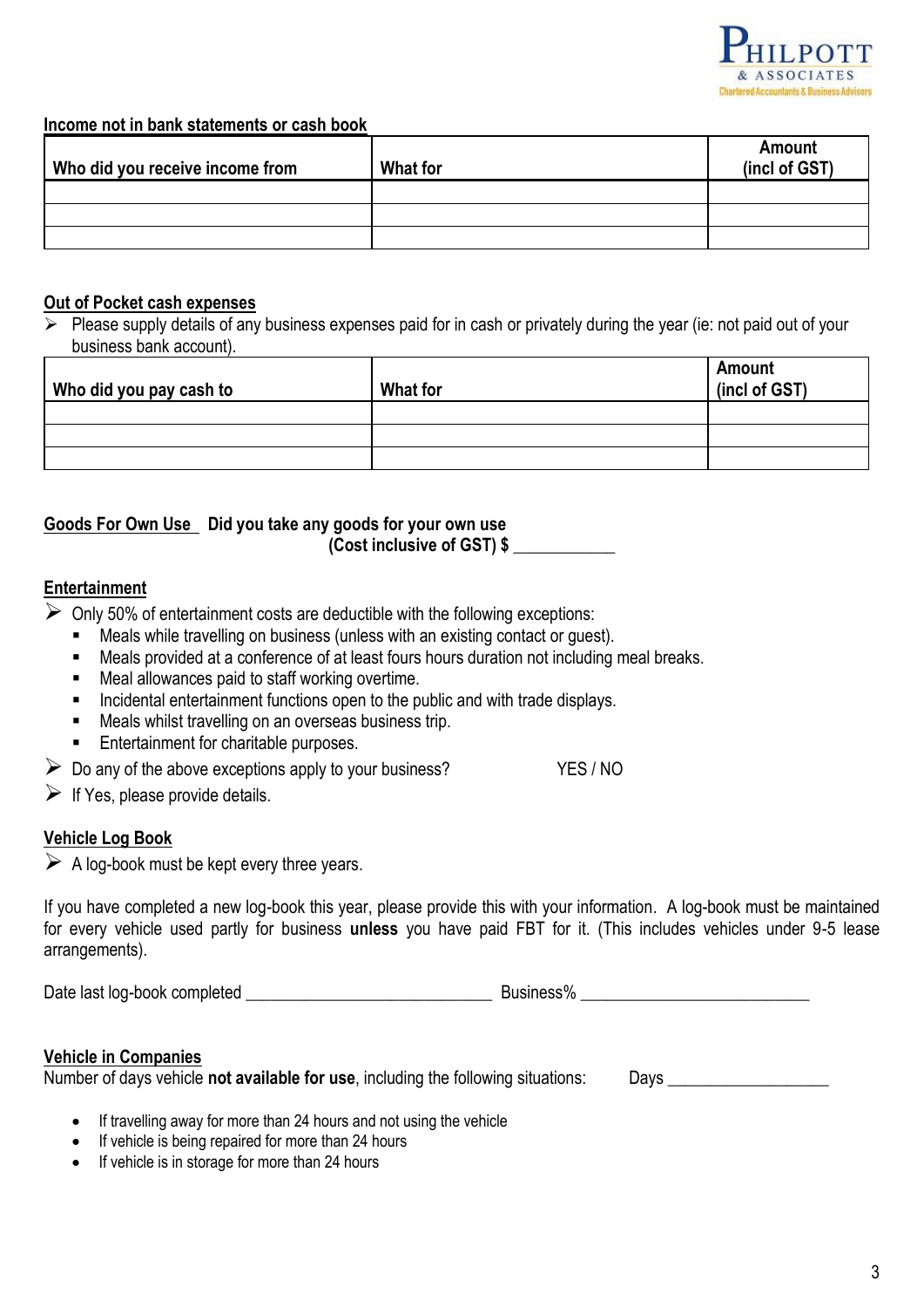**Income not in bank statements or cash book**

| Who did you receive income from | What for | Amount (incl of GST) |
|---|---|---|
| | | |
| | | |
| | | |

**Out of Pocket cash expenses**

- Please supply details of any business expenses paid for in cash or privately during the year (ie: not paid out of your business bank account).

| Who did you pay cash to | What for | Amount (incl of GST) |
|---|---|---|
| | | |
| | | |
| | | |

**Goods For Own Use** **Did you take any goods for your own use (Cost inclusive of GST) $ ____________**

**Entertainment**

- Only 50% of entertainment costs are deductible with the following exceptions:
  - Meals while travelling on business (unless with an existing contact or guest).
  - Meals provided at a conference of at least fours hours duration not including meal breaks.
  - Meal allowances paid to staff working overtime.
  - Incidental entertainment functions open to the public and with trade displays.
  - Meals whilst travelling on an overseas business trip.
  - Entertainment for charitable purposes.
- Do any of the above exceptions apply to your business? YES / NO
- If Yes, please provide details.

**Vehicle Log Book**

- A log-book must be kept every three years.

If you have completed a new log-book this year, please provide this with your information. A log-book must be maintained for every vehicle used partly for business **unless** you have paid FBT for it. (This includes vehicles under 9-5 lease arrangements).

Date last log-book completed ____________________________ Business% __________________________

**Vehicle in Companies**

Number of days vehicle **not available for use**, including the following situations: Days ___________________

- If travelling away for more than 24 hours and not using the vehicle
- If vehicle is being repaired for more than 24 hours
- If vehicle is in storage for more than 24 hours